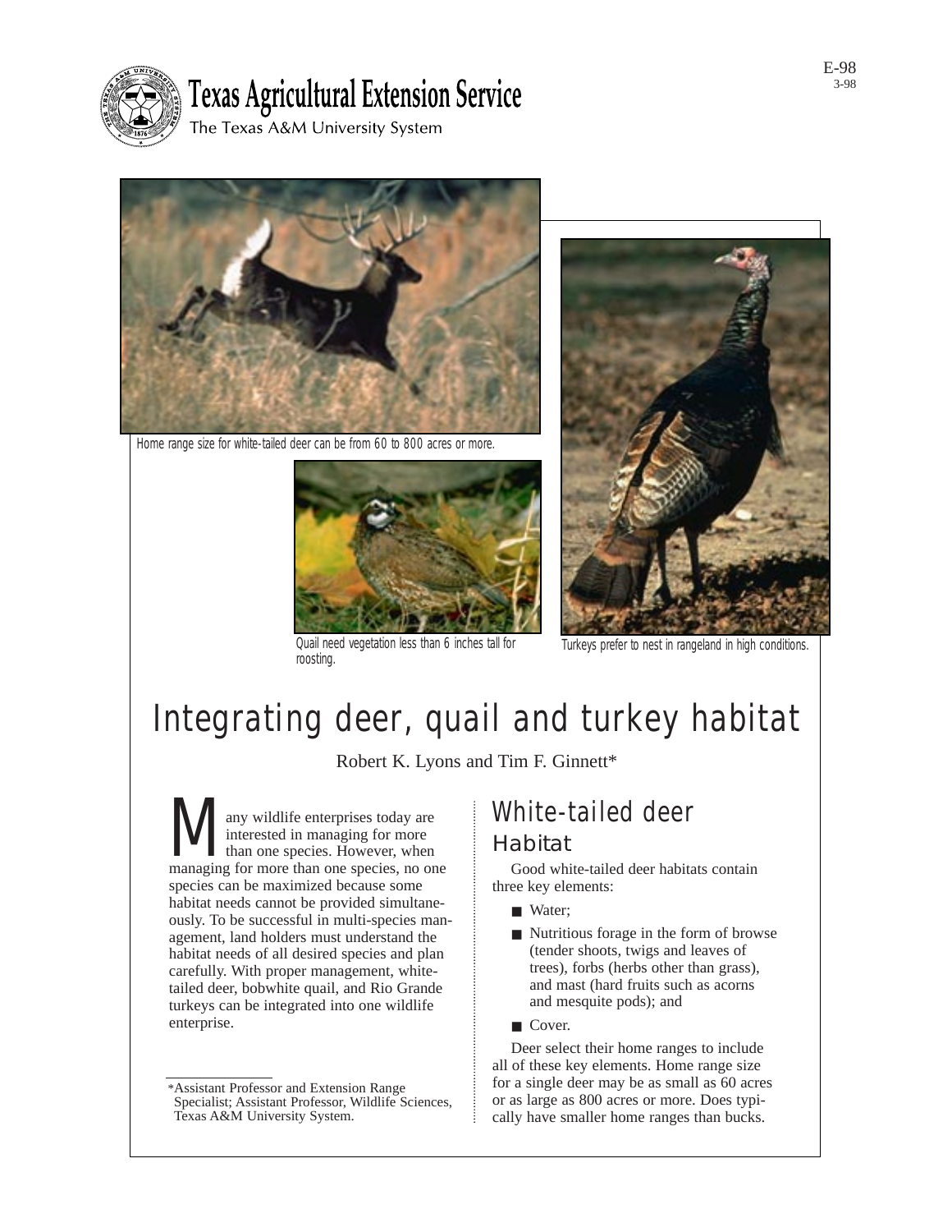Texas Agricultural Extension Service

The Texas A&M University System

E-98
3-98

Home range size for white-tailed deer can be from 60 to 800 acres or more.

Quail need vegetation less than 6 inches tall for roosting.

Turkeys prefer to nest in rangeland in high conditions.

# Integrating deer, quail and turkey habitat

Robert K. Lyons and Tim F. Ginnett*

Many wildlife enterprises today are interested in managing for more than one species. However, when managing for more than one species, no one species can be maximized because some habitat needs cannot be provided simultaneously. To be successful in multi-species management, land holders must understand the habitat needs of all desired species and plan carefully. With proper management, white-tailed deer, bobwhite quail, and Rio Grande turkeys can be integrated into one wildlife enterprise.

*Assistant Professor and Extension Range Specialist; Assistant Professor, Wildlife Sciences, Texas A&M University System.

## White-tailed deer

### Habitat

Good white-tailed deer habitats contain three key elements:

- Water;
- Nutritious forage in the form of browse (tender shoots, twigs and leaves of trees), forbs (herbs other than grass), and mast (hard fruits such as acorns and mesquite pods); and
- Cover.

Deer select their home ranges to include all of these key elements. Home range size for a single deer may be as small as 60 acres or as large as 800 acres or more. Does typically have smaller home ranges than bucks.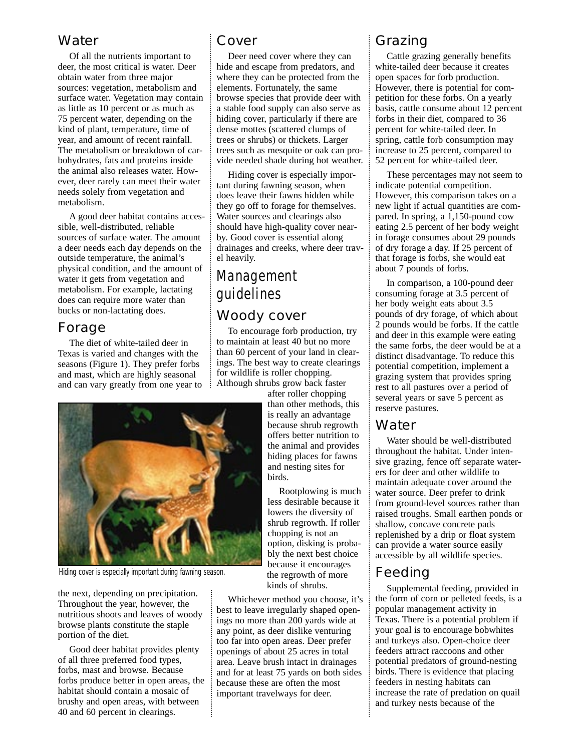## Water

Of all the nutrients important to deer, the most critical is water. Deer obtain water from three major sources: vegetation, metabolism and surface water. Vegetation may contain as little as 10 percent or as much as 75 percent water, depending on the kind of plant, temperature, time of year, and amount of recent rainfall. The metabolism or breakdown of carbohydrates, fats and proteins inside the animal also releases water. However, deer rarely can meet their water needs solely from vegetation and metabolism.

A good deer habitat contains accessible, well-distributed, reliable sources of surface water. The amount a deer needs each day depends on the outside temperature, the animal's physical condition, and the amount of water it gets from vegetation and metabolism. For example, lactating does can require more water than bucks or non-lactating does.

## Forage

The diet of white-tailed deer in Texas is varied and changes with the seasons (Figure 1). They prefer forbs and mast, which are highly seasonal and can vary greatly from one year to the next, depending on precipitation. Throughout the year, however, the nutritious shoots and leaves of woody browse plants constitute the staple portion of the diet.

Good deer habitat provides plenty of all three preferred food types, forbs, mast and browse. Because forbs produce better in open areas, the habitat should contain a mosaic of brushy and open areas, with between 40 and 60 percent in clearings.

Hiding cover is especially important during fawning season.

## Cover

Deer need cover where they can hide and escape from predators, and where they can be protected from the elements. Fortunately, the same browse species that provide deer with a stable food supply can also serve as hiding cover, particularly if there are dense mottes (scattered clumps of trees or shrubs) or thickets. Larger trees such as mesquite or oak can provide needed shade during hot weather.

Hiding cover is especially important during fawning season, when does leave their fawns hidden while they go off to forage for themselves. Water sources and clearings also should have high-quality cover nearby. Good cover is essential along drainages and creeks, where deer travel heavily.

# Management guidelines

## Woody cover

To encourage forb production, try to maintain at least 40 but no more than 60 percent of your land in clearings. The best way to create clearings for wildlife is roller chopping. Although shrubs grow back faster after roller chopping than other methods, this is really an advantage because shrub regrowth offers better nutrition to the animal and provides hiding places for fawns and nesting sites for birds.

Rootplowing is much less desirable because it lowers the diversity of shrub regrowth. If roller chopping is not an option, disking is probably the next best choice because it encourages the regrowth of more kinds of shrubs.

Whichever method you choose, it's best to leave irregularly shaped openings no more than 200 yards wide at any point, as deer dislike venturing too far into open areas. Deer prefer openings of about 25 acres in total area. Leave brush intact in drainages and for at least 75 yards on both sides because these are often the most important travelways for deer.

## Grazing

Cattle grazing generally benefits white-tailed deer because it creates open spaces for forb production. However, there is potential for competition for these forbs. On a yearly basis, cattle consume about 12 percent forbs in their diet, compared to 36 percent for white-tailed deer. In spring, cattle forb consumption may increase to 25 percent, compared to 52 percent for white-tailed deer.

These percentages may not seem to indicate potential competition. However, this comparison takes on a new light if actual quantities are compared. In spring, a 1,150-pound cow eating 2.5 percent of her body weight in forage consumes about 29 pounds of dry forage a day. If 25 percent of that forage is forbs, she would eat about 7 pounds of forbs.

In comparison, a 100-pound deer consuming forage at 3.5 percent of her body weight eats about 3.5 pounds of dry forage, of which about 2 pounds would be forbs. If the cattle and deer in this example were eating the same forbs, the deer would be at a distinct disadvantage. To reduce this potential competition, implement a grazing system that provides spring rest to all pastures over a period of several years or save 5 percent as reserve pastures.

## Water

Water should be well-distributed throughout the habitat. Under intensive grazing, fence off separate waterers for deer and other wildlife to maintain adequate cover around the water source. Deer prefer to drink from ground-level sources rather than raised troughs. Small earthen ponds or shallow, concave concrete pads replenished by a drip or float system can provide a water source easily accessible by all wildlife species.

## Feeding

Supplemental feeding, provided in the form of corn or pelleted feeds, is a popular management activity in Texas. There is a potential problem if your goal is to encourage bobwhites and turkeys also. Open-choice deer feeders attract raccoons and other potential predators of ground-nesting birds. There is evidence that placing feeders in nesting habitats can increase the rate of predation on quail and turkey nests because of the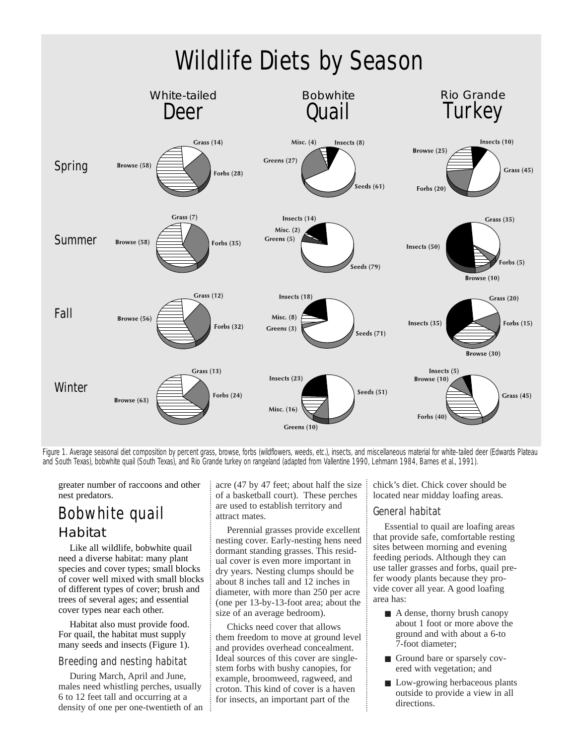# Wildlife Diets by Season

| Season | White-tailed Deer | Bobwhite Quail | Rio Grande Turkey |
|---|---|---|---|
| Spring | Grass (14), Forbs (28), Browse (58) | Misc. (4), Insects (8), Seeds (61), Greens (27) | Insects (10), Grass (45), Forbs (20), Browse (25) |
| Summer | Grass (7), Forbs (35), Browse (58) | Insects (14), Misc. (2), Greens (5), Seeds (79) | Grass (35), Forbs (5), Browse (10), Insects (50) |
| Fall | Grass (12), Forbs (32), Browse (56) | Insects (18), Misc. (8), Greens (3), Seeds (71) | Grass (20), Forbs (15), Browse (30), Insects (35) |
| Winter | Grass (13), Forbs (24), Browse (63) | Insects (23), Seeds (51), Greens (10), Misc. (16) | Insects (5), Browse (10), Grass (45), Forbs (40) |

Figure 1. Average seasonal diet composition by percent grass, browse, forbs (wildflowers, weeds, etc.), insects, and miscellaneous material for white-tailed deer (Edwards Plateau and South Texas), bobwhite quail (South Texas), and Rio Grande turkey on rangeland (adapted from Vallentine 1990, Lehmann 1984, Barnes et al., 1991).

greater number of raccoons and other nest predators.

## Bobwhite quail

### Habitat

Like all wildlife, bobwhite quail need a diverse habitat: many plant species and cover types; small blocks of cover well mixed with small blocks of different types of cover; brush and trees of several ages; and essential cover types near each other.

Habitat also must provide food. For quail, the habitat must supply many seeds and insects (Figure 1).

#### Breeding and nesting habitat

During March, April and June, males need whistling perches, usually 6 to 12 feet tall and occurring at a density of one per one-twentieth of an acre (47 by 47 feet; about half the size of a basketball court). These perches are used to establish territory and attract mates.

Perennial grasses provide excellent nesting cover. Early-nesting hens need dormant standing grasses. This residual cover is even more important in dry years. Nesting clumps should be about 8 inches tall and 12 inches in diameter, with more than 250 per acre (one per 13-by-13-foot area; about the size of an average bedroom).

Chicks need cover that allows them freedom to move at ground level and provides overhead concealment. Ideal sources of this cover are single-stem forbs with bushy canopies, for example, broomweed, ragweed, and croton. This kind of cover is a haven for insects, an important part of the chick's diet. Chick cover should be located near midday loafing areas.

#### General habitat

Essential to quail are loafing areas that provide safe, comfortable resting sites between morning and evening feeding periods. Although they can use taller grasses and forbs, quail prefer woody plants because they provide cover all year. A good loafing area has:

- A dense, thorny brush canopy about 1 foot or more above the ground and with about a 6-to 7-foot diameter;
- Ground bare or sparsely covered with vegetation; and
- Low-growing herbaceous plants outside to provide a view in all directions.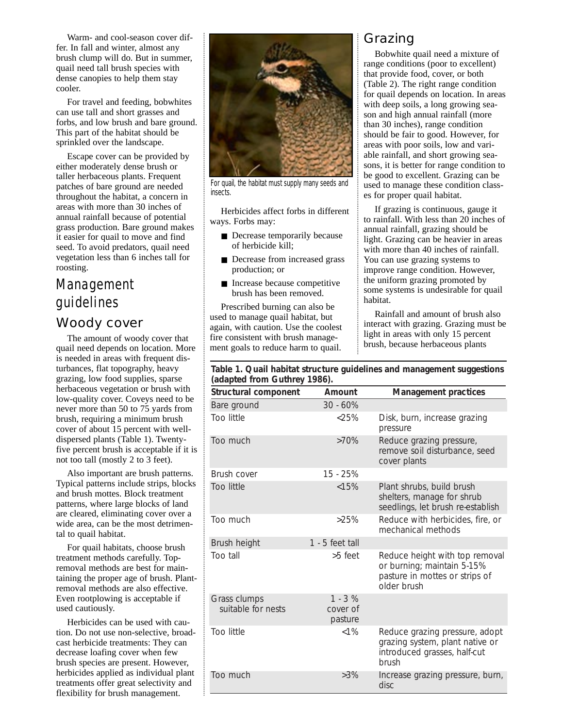Warm- and cool-season cover differ. In fall and winter, almost any brush clump will do. But in summer, quail need tall brush species with dense canopies to help them stay cooler.

For travel and feeding, bobwhites can use tall and short grasses and forbs, and low brush and bare ground. This part of the habitat should be sprinkled over the landscape.

Escape cover can be provided by either moderately dense brush or taller herbaceous plants. Frequent patches of bare ground are needed throughout the habitat, a concern in areas with more than 30 inches of annual rainfall because of potential grass production. Bare ground makes it easier for quail to move and find seed. To avoid predators, quail need vegetation less than 6 inches tall for roosting.

# Management guidelines

## Woody cover

The amount of woody cover that quail need depends on location. More is needed in areas with frequent disturbances, flat topography, heavy grazing, low food supplies, sparse herbaceous vegetation or brush with low-quality cover. Coveys need to be never more than 50 to 75 yards from brush, requiring a minimum brush cover of about 15 percent with well-dispersed plants (Table 1). Twenty-five percent brush is acceptable if it is not too tall (mostly 2 to 3 feet).

Also important are brush patterns. Typical patterns include strips, blocks and brush mottes. Block treatment patterns, where large blocks of land are cleared, eliminating cover over a wide area, can be the most detrimental to quail habitat.

For quail habitats, choose brush treatment methods carefully. Top-removal methods are best for maintaining the proper age of brush. Plant-removal methods are also effective. Even rootplowing is acceptable if used cautiously.

Herbicides can be used with caution. Do not use non-selective, broadcast herbicide treatments: They can decrease loafing cover when few brush species are present. However, herbicides applied as individual plant treatments offer great selectivity and flexibility for brush management.

For quail, the habitat must supply many seeds and insects.

Herbicides affect forbs in different ways. Forbs may:

- Decrease temporarily because of herbicide kill;
- Decrease from increased grass production; or
- Increase because competitive brush has been removed.

Prescribed burning can also be used to manage quail habitat, but again, with caution. Use the coolest fire consistent with brush management goals to reduce harm to quail.

## Grazing

Bobwhite quail need a mixture of range conditions (poor to excellent) that provide food, cover, or both (Table 2). The right range condition for quail depends on location. In areas with deep soils, a long growing season and high annual rainfall (more than 30 inches), range condition should be fair to good. However, for areas with poor soils, low and variable rainfall, and short growing seasons, it is better for range condition to be good to excellent. Grazing can be used to manage these condition classes for proper quail habitat.

If grazing is continuous, gauge it to rainfall. With less than 20 inches of annual rainfall, grazing should be light. Grazing can be heavier in areas with more than 40 inches of rainfall. You can use grazing systems to improve range condition. However, the uniform grazing promoted by some systems is undesirable for quail habitat.

Rainfall and amount of brush also interact with grazing. Grazing must be light in areas with only 15 percent brush, because herbaceous plants

**Table 1. Quail habitat structure guidelines and management suggestions (adapted from Guthrey 1986).**

| Structural component | Amount | Management practices |
|---|---|---|
| Bare ground | 30 - 60% | |
| Too little | <25% | Disk, burn, increase grazing pressure |
| Too much | >70% | Reduce grazing pressure, remove soil disturbance, seed cover plants |
| Brush cover | 15 - 25% | |
| Too little | <15% | Plant shrubs, build brush shelters, manage for shrub seedlings, let brush re-establish |
| Too much | >25% | Reduce with herbicides, fire, or mechanical methods |
| Brush height | 1 - 5 feet tall | |
| Too tall | >5 feet | Reduce height with top removal or burning; maintain 5-15% pasture in mottes or strips of older brush |
| Grass clumps suitable for nests | 1 - 3 % cover of pasture | |
| Too little | <1% | Reduce grazing pressure, adopt grazing system, plant native or introduced grasses, half-cut brush |
| Too much | >3% | Increase grazing pressure, burn, disc |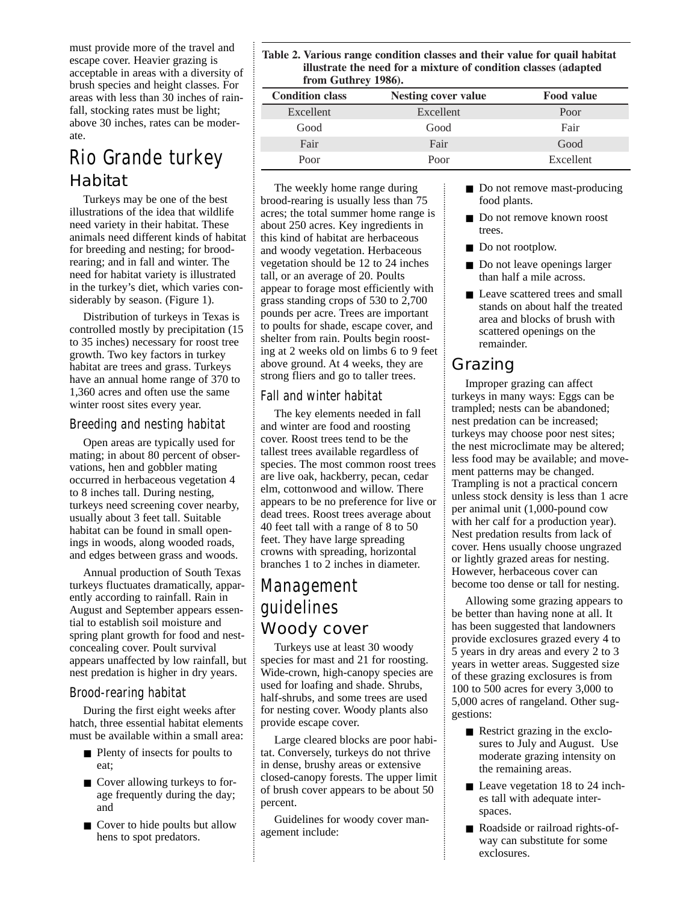must provide more of the travel and escape cover. Heavier grazing is acceptable in areas with a diversity of brush species and height classes. For areas with less than 30 inches of rainfall, stocking rates must be light; above 30 inches, rates can be moderate.

**Table 2. Various range condition classes and their value for quail habitat illustrate the need for a mixture of condition classes (adapted from Guthrey 1986).**

| Condition class | Nesting cover value | Food value |
|---|---|---|
| Excellent | Excellent | Poor |
| Good | Good | Fair |
| Fair | Fair | Good |
| Poor | Poor | Excellent |

# Rio Grande turkey

## Habitat

Turkeys may be one of the best illustrations of the idea that wildlife need variety in their habitat. These animals need different kinds of habitat for breeding and nesting; for brood-rearing; and in fall and winter. The need for habitat variety is illustrated in the turkey's diet, which varies considerably by season. (Figure 1).

Distribution of turkeys in Texas is controlled mostly by precipitation (15 to 35 inches) necessary for roost tree growth. Two key factors in turkey habitat are trees and grass. Turkeys have an annual home range of 370 to 1,360 acres and often use the same winter roost sites every year.

### Breeding and nesting habitat

Open areas are typically used for mating; in about 80 percent of observations, hen and gobbler mating occurred in herbaceous vegetation 4 to 8 inches tall. During nesting, turkeys need screening cover nearby, usually about 3 feet tall. Suitable habitat can be found in small openings in woods, along wooded roads, and edges between grass and woods.

Annual production of South Texas turkeys fluctuates dramatically, apparently according to rainfall. Rain in August and September appears essential to establish soil moisture and spring plant growth for food and nest-concealing cover. Poult survival appears unaffected by low rainfall, but nest predation is higher in dry years.

### Brood-rearing habitat

During the first eight weeks after hatch, three essential habitat elements must be available within a small area:

- Plenty of insects for poults to eat;
- Cover allowing turkeys to forage frequently during the day; and
- Cover to hide poults but allow hens to spot predators.

The weekly home range during brood-rearing is usually less than 75 acres; the total summer home range is about 250 acres. Key ingredients in this kind of habitat are herbaceous and woody vegetation. Herbaceous vegetation should be 12 to 24 inches tall, or an average of 20. Poults appear to forage most efficiently with grass standing crops of 530 to 2,700 pounds per acre. Trees are important to poults for shade, escape cover, and shelter from rain. Poults begin roosting at 2 weeks old on limbs 6 to 9 feet above ground. At 4 weeks, they are strong fliers and go to taller trees.

### Fall and winter habitat

The key elements needed in fall and winter are food and roosting cover. Roost trees tend to be the tallest trees available regardless of species. The most common roost trees are live oak, hackberry, pecan, cedar elm, cottonwood and willow. There appears to be no preference for live or dead trees. Roost trees average about 40 feet tall with a range of 8 to 50 feet. They have large spreading crowns with spreading, horizontal branches 1 to 2 inches in diameter.

# Management guidelines

## Woody cover

Turkeys use at least 30 woody species for mast and 21 for roosting. Wide-crown, high-canopy species are used for loafing and shade. Shrubs, half-shrubs, and some trees are used for nesting cover. Woody plants also provide escape cover.

Large cleared blocks are poor habitat. Conversely, turkeys do not thrive in dense, brushy areas or extensive closed-canopy forests. The upper limit of brush cover appears to be about 50 percent.

Guidelines for woody cover management include:

- Do not remove mast-producing food plants.
- Do not remove known roost trees.
- Do not rootplow.
- Do not leave openings larger than half a mile across.
- Leave scattered trees and small stands on about half the treated area and blocks of brush with scattered openings on the remainder.

## Grazing

Improper grazing can affect turkeys in many ways: Eggs can be trampled; nests can be abandoned; nest predation can be increased; turkeys may choose poor nest sites; the nest microclimate may be altered; less food may be available; and movement patterns may be changed. Trampling is not a practical concern unless stock density is less than 1 acre per animal unit (1,000-pound cow with her calf for a production year). Nest predation results from lack of cover. Hens usually choose ungrazed or lightly grazed areas for nesting. However, herbaceous cover can become too dense or tall for nesting.

Allowing some grazing appears to be better than having none at all. It has been suggested that landowners provide exclosures grazed every 4 to 5 years in dry areas and every 2 to 3 years in wetter areas. Suggested size of these grazing exclosures is from 100 to 500 acres for every 3,000 to 5,000 acres of rangeland. Other suggestions:

- Restrict grazing in the exclosures to July and August. Use moderate grazing intensity on the remaining areas.
- Leave vegetation 18 to 24 inches tall with adequate interspaces.
- Roadside or railroad rights-of-way can substitute for some exclosures.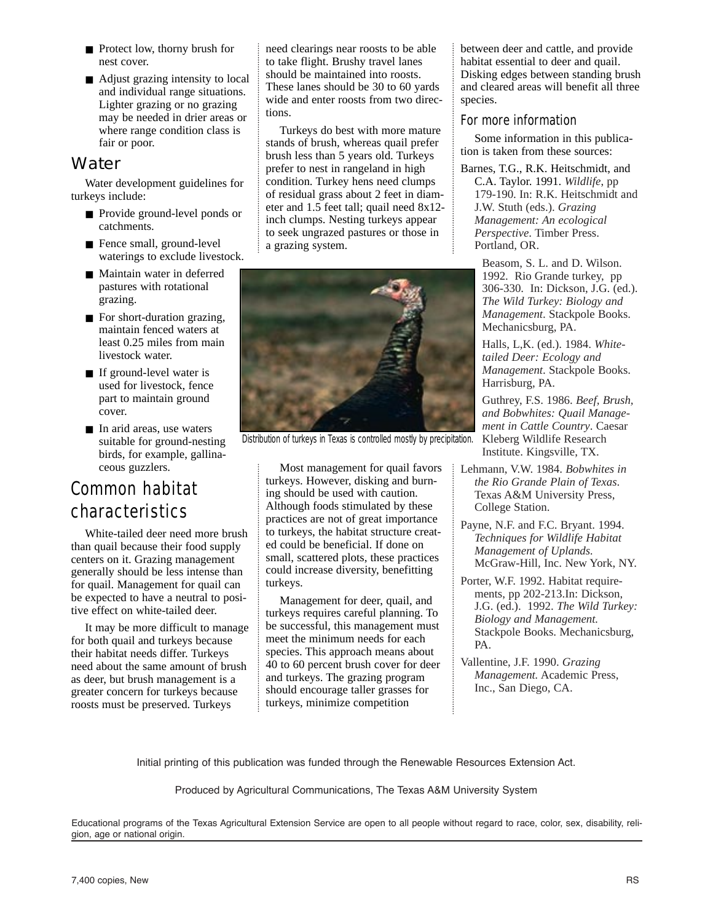- Protect low, thorny brush for nest cover.
- Adjust grazing intensity to local and individual range situations. Lighter grazing or no grazing may be needed in drier areas or where range condition class is fair or poor.

## Water

Water development guidelines for turkeys include:

- Provide ground-level ponds or catchments.
- Fence small, ground-level waterings to exclude livestock.
- Maintain water in deferred pastures with rotational grazing.
- For short-duration grazing, maintain fenced waters at least 0.25 miles from main livestock water.
- If ground-level water is used for livestock, fence part to maintain ground cover.
- In arid areas, use waters suitable for ground-nesting birds, for example, gallinaceous guzzlers.

## Common habitat characteristics

White-tailed deer need more brush than quail because their food supply centers on it. Grazing management generally should be less intense than for quail. Management for quail can be expected to have a neutral to positive effect on white-tailed deer.

It may be more difficult to manage for both quail and turkeys because their habitat needs differ. Turkeys need about the same amount of brush as deer, but brush management is a greater concern for turkeys because roosts must be preserved. Turkeys need clearings near roosts to be able to take flight. Brushy travel lanes should be maintained into roosts. These lanes should be 30 to 60 yards wide and enter roosts from two directions.

Turkeys do best with more mature stands of brush, whereas quail prefer brush less than 5 years old. Turkeys prefer to nest in rangeland in high condition. Turkey hens need clumps of residual grass about 2 feet in diameter and 1.5 feet tall; quail need 8x12-inch clumps. Nesting turkeys appear to seek ungrazed pastures or those in a grazing system.

Distribution of turkeys in Texas is controlled mostly by precipitation.

Most management for quail favors turkeys. However, disking and burning should be used with caution. Although foods stimulated by these practices are not of great importance to turkeys, the habitat structure created could be beneficial. If done on small, scattered plots, these practices could increase diversity, benefitting turkeys.

Management for deer, quail, and turkeys requires careful planning. To be successful, this management must meet the minimum needs for each species. This approach means about 40 to 60 percent brush cover for deer and turkeys. The grazing program should encourage taller grasses for turkeys, minimize competition between deer and cattle, and provide habitat essential to deer and quail. Disking edges between standing brush and cleared areas will benefit all three species.

### For more information

Some information in this publication is taken from these sources:

Barnes, T.G., R.K. Heitschmidt, and C.A. Taylor. 1991. *Wildlife*, pp 179-190. In: R.K. Heitschmidt and J.W. Stuth (eds.). *Grazing Management: An ecological Perspective*. Timber Press. Portland, OR.

Beasom, S. L. and D. Wilson. 1992. Rio Grande turkey, pp 306-330. In: Dickson, J.G. (ed.). *The Wild Turkey: Biology and Management*. Stackpole Books. Mechanicsburg, PA.

Halls, L,K. (ed.). 1984. *White-tailed Deer: Ecology and Management*. Stackpole Books. Harrisburg, PA.

Guthrey, F.S. 1986. *Beef, Brush, and Bobwhites: Quail Management in Cattle Country*. Caesar Kleberg Wildlife Research Institute. Kingsville, TX.

Lehmann, V.W. 1984. *Bobwhites in the Rio Grande Plain of Texas*. Texas A&M University Press, College Station.

Payne, N.F. and F.C. Bryant. 1994. *Techniques for Wildlife Habitat Management of Uplands*. McGraw-Hill, Inc. New York, NY.

Porter, W.F. 1992. Habitat requirements, pp 202-213.In: Dickson, J.G. (ed.). 1992. *The Wild Turkey: Biology and Management.* Stackpole Books. Mechanicsburg, PA.

Vallentine, J.F. 1990. *Grazing Management.* Academic Press, Inc., San Diego, CA.

Initial printing of this publication was funded through the Renewable Resources Extension Act.

Produced by Agricultural Communications, The Texas A&M University System

Educational programs of the Texas Agricultural Extension Service are open to all people without regard to race, color, sex, disability, religion, age or national origin.

7,400 copies, New RS